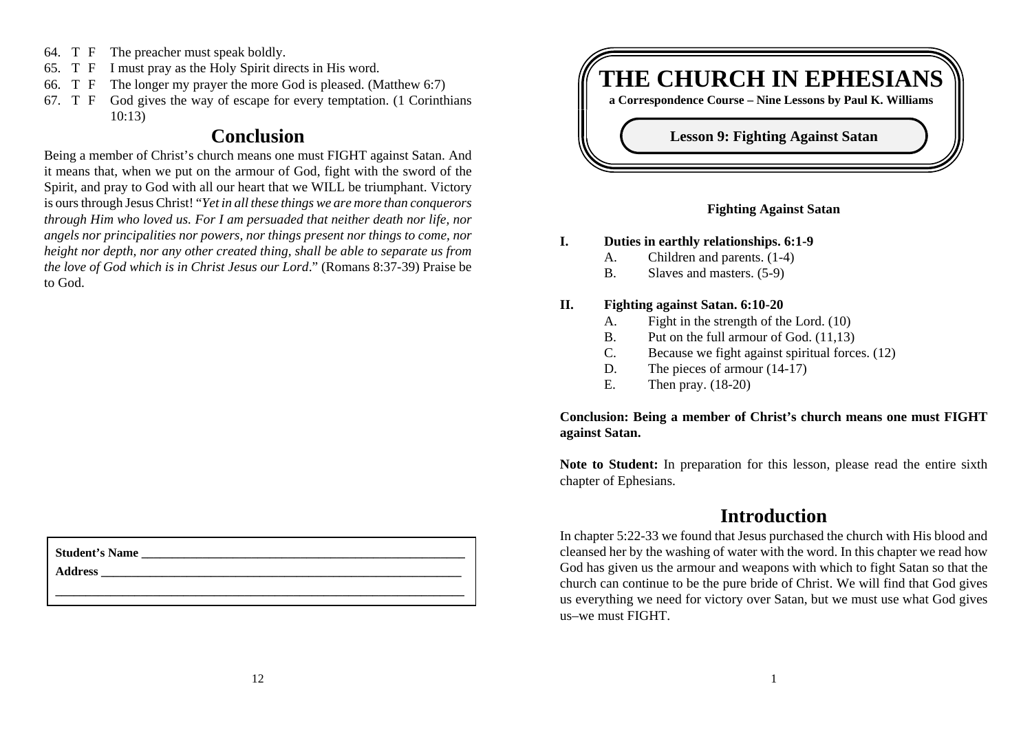64. T F The preacher must speak boldly.
65. T F I must pray as the Holy Spirit directs in His word.
66. T F The longer my prayer the more God is pleased. (Matthew 6:7)
67. T F God gives the way of escape for every temptation. (1 Corinthians 10:13)

## Conclusion

Being a member of Christ's church means one must FIGHT against Satan. And it means that, when we put on the armour of God, fight with the sword of the Spirit, and pray to God with all our heart that we WILL be triumphant. Victory is ours through Jesus Christ! "*Yet in all these things we are more than conquerors through Him who loved us. For I am persuaded that neither death nor life, nor angels nor principalities nor powers, nor things present nor things to come, nor height nor depth, nor any other created thing, shall be able to separate us from the love of God which is in Christ Jesus our Lord*." (Romans 8:37-39) Praise be to God.

**Student's Name** ____________________________________________

**Address** ____________________________________________

____________________________________________

# THE CHURCH IN EPHESIANS

**a Correspondence Course – Nine Lessons by Paul K. Williams**

**Lesson 9: Fighting Against Satan**

**Fighting Against Satan**

**I. Duties in earthly relationships. 6:1-9**
- A. Children and parents. (1-4)
- B. Slaves and masters. (5-9)

**II. Fighting against Satan. 6:10-20**
- A. Fight in the strength of the Lord. (10)
- B. Put on the full armour of God. (11,13)
- C. Because we fight against spiritual forces. (12)
- D. The pieces of armour (14-17)
- E. Then pray. (18-20)

**Conclusion: Being a member of Christ's church means one must FIGHT against Satan.**

**Note to Student:** In preparation for this lesson, please read the entire sixth chapter of Ephesians.

## Introduction

In chapter 5:22-33 we found that Jesus purchased the church with His blood and cleansed her by the washing of water with the word. In this chapter we read how God has given us the armour and weapons with which to fight Satan so that the church can continue to be the pure bride of Christ. We will find that God gives us everything we need for victory over Satan, but we must use what God gives us–we must FIGHT.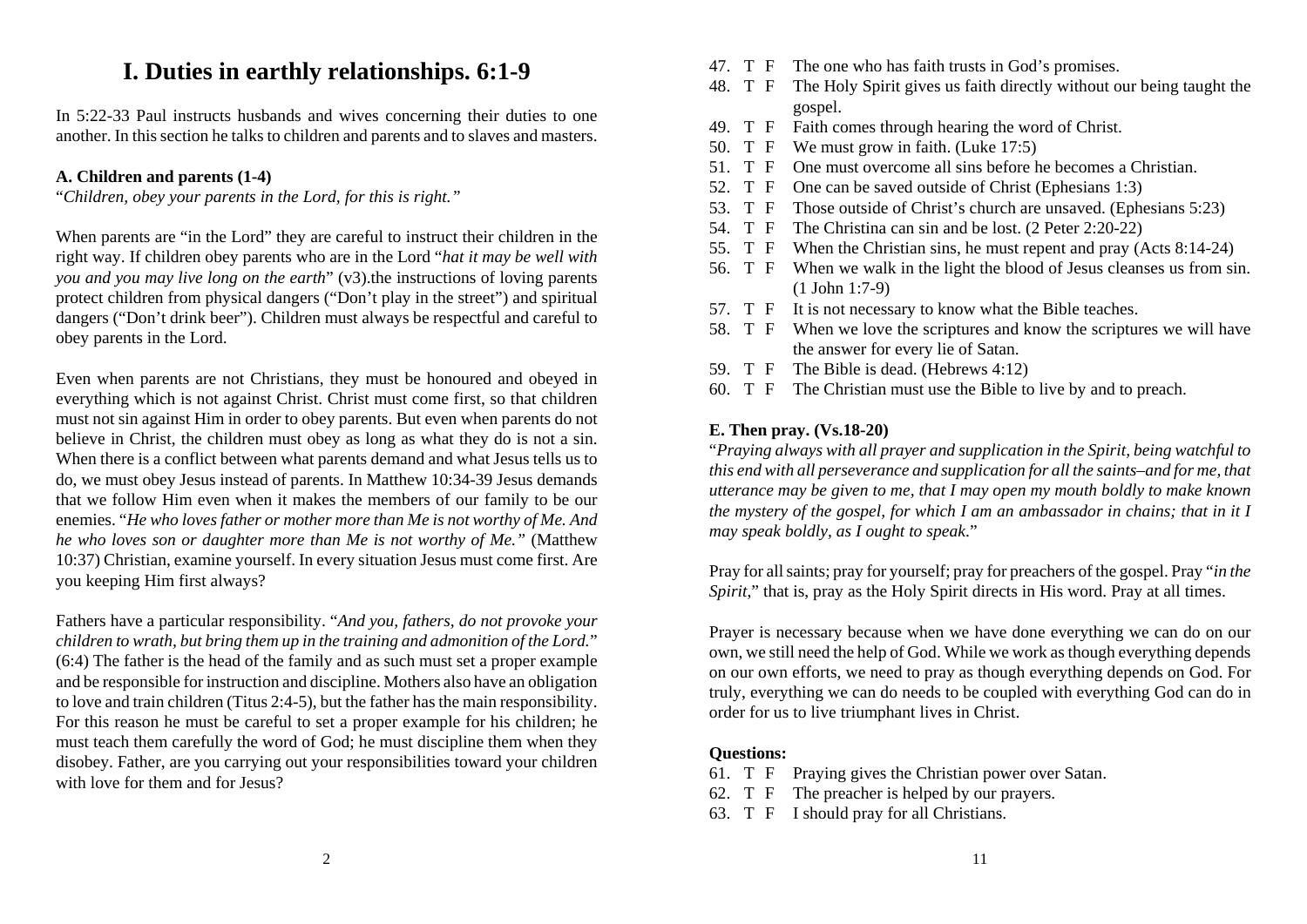# I. Duties in earthly relationships. 6:1-9

In 5:22-33 Paul instructs husbands and wives concerning their duties to one another. In this section he talks to children and parents and to slaves and masters.

### A. Children and parents (1-4)

"*Children, obey your parents in the Lord, for this is right.*"

When parents are "in the Lord" they are careful to instruct their children in the right way. If children obey parents who are in the Lord "*hat it may be well with you and you may live long on the earth*" (v3).the instructions of loving parents protect children from physical dangers ("Don't play in the street") and spiritual dangers ("Don't drink beer"). Children must always be respectful and careful to obey parents in the Lord.

Even when parents are not Christians, they must be honoured and obeyed in everything which is not against Christ. Christ must come first, so that children must not sin against Him in order to obey parents. But even when parents do not believe in Christ, the children must obey as long as what they do is not a sin. When there is a conflict between what parents demand and what Jesus tells us to do, we must obey Jesus instead of parents. In Matthew 10:34-39 Jesus demands that we follow Him even when it makes the members of our family to be our enemies. "*He who loves father or mother more than Me is not worthy of Me. And he who loves son or daughter more than Me is not worthy of Me.*" (Matthew 10:37) Christian, examine yourself. In every situation Jesus must come first. Are you keeping Him first always?

Fathers have a particular responsibility. "*And you, fathers, do not provoke your children to wrath, but bring them up in the training and admonition of the Lord.*" (6:4) The father is the head of the family and as such must set a proper example and be responsible for instruction and discipline. Mothers also have an obligation to love and train children (Titus 2:4-5), but the father has the main responsibility. For this reason he must be careful to set a proper example for his children; he must teach them carefully the word of God; he must discipline them when they disobey. Father, are you carrying out your responsibilities toward your children with love for them and for Jesus?

47. T F The one who has faith trusts in God's promises.
48. T F The Holy Spirit gives us faith directly without our being taught the gospel.
49. T F Faith comes through hearing the word of Christ.
50. T F We must grow in faith. (Luke 17:5)
51. T F One must overcome all sins before he becomes a Christian.
52. T F One can be saved outside of Christ (Ephesians 1:3)
53. T F Those outside of Christ's church are unsaved. (Ephesians 5:23)
54. T F The Christina can sin and be lost. (2 Peter 2:20-22)
55. T F When the Christian sins, he must repent and pray (Acts 8:14-24)
56. T F When we walk in the light the blood of Jesus cleanses us from sin. (1 John 1:7-9)
57. T F It is not necessary to know what the Bible teaches.
58. T F When we love the scriptures and know the scriptures we will have the answer for every lie of Satan.
59. T F The Bible is dead. (Hebrews 4:12)
60. T F The Christian must use the Bible to live by and to preach.

### E. Then pray. (Vs.18-20)

"*Praying always with all prayer and supplication in the Spirit, being watchful to this end with all perseverance and supplication for all the saints–and for me, that utterance may be given to me, that I may open my mouth boldly to make known the mystery of the gospel, for which I am an ambassador in chains; that in it I may speak boldly, as I ought to speak.*"

Pray for all saints; pray for yourself; pray for preachers of the gospel. Pray "*in the Spirit*," that is, pray as the Holy Spirit directs in His word. Pray at all times.

Prayer is necessary because when we have done everything we can do on our own, we still need the help of God. While we work as though everything depends on our own efforts, we need to pray as though everything depends on God. For truly, everything we can do needs to be coupled with everything God can do in order for us to live triumphant lives in Christ.

**Questions:**

61. T F Praying gives the Christian power over Satan.
62. T F The preacher is helped by our prayers.
63. T F I should pray for all Christians.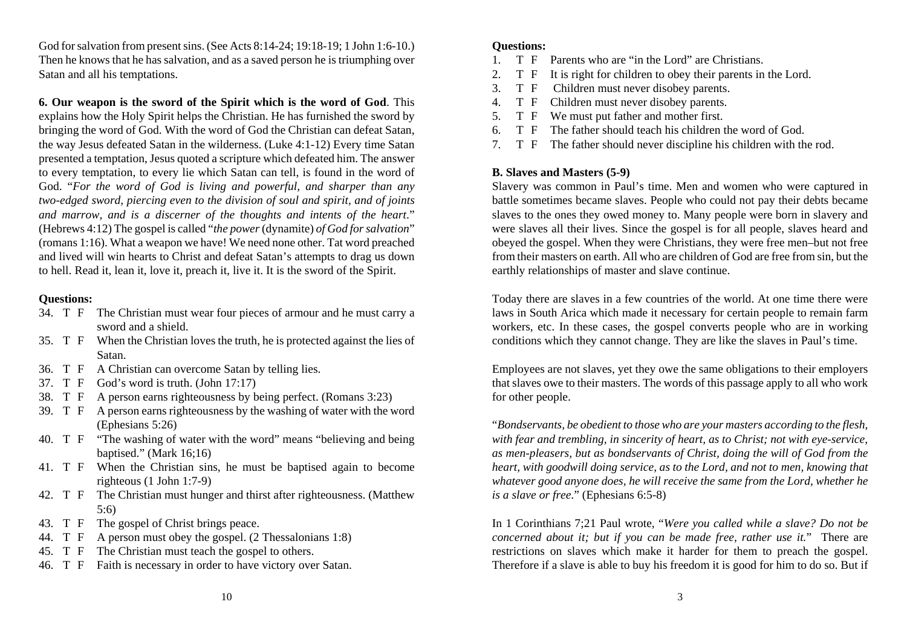God for salvation from present sins. (See Acts 8:14-24; 19:18-19; 1 John 1:6-10.) Then he knows that he has salvation, and as a saved person he is triumphing over Satan and all his temptations.

**6. Our weapon is the sword of the Spirit which is the word of God**. This explains how the Holy Spirit helps the Christian. He has furnished the sword by bringing the word of God. With the word of God the Christian can defeat Satan, the way Jesus defeated Satan in the wilderness. (Luke 4:1-12) Every time Satan presented a temptation, Jesus quoted a scripture which defeated him. The answer to every temptation, to every lie which Satan can tell, is found in the word of God. "*For the word of God is living and powerful, and sharper than any two-edged sword, piercing even to the division of soul and spirit, and of joints and marrow, and is a discerner of the thoughts and intents of the heart*." (Hebrews 4:12) The gospel is called "*the power* (dynamite) *of God for salvation*" (romans 1:16). What a weapon we have! We need none other. Tat word preached and lived will win hearts to Christ and defeat Satan's attempts to drag us down to hell. Read it, lean it, love it, preach it, live it. It is the sword of the Spirit.

**Questions:**

34. T F The Christian must wear four pieces of armour and he must carry a sword and a shield.
35. T F When the Christian loves the truth, he is protected against the lies of Satan.
36. T F A Christian can overcome Satan by telling lies.
37. T F God's word is truth. (John 17:17)
38. T F A person earns righteousness by being perfect. (Romans 3:23)
39. T F A person earns righteousness by the washing of water with the word (Ephesians 5:26)
40. T F "The washing of water with the word" means "believing and being baptised." (Mark 16;16)
41. T F When the Christian sins, he must be baptised again to become righteous (1 John 1:7-9)
42. T F The Christian must hunger and thirst after righteousness. (Matthew 5:6)
43. T F The gospel of Christ brings peace.
44. T F A person must obey the gospel. (2 Thessalonians 1:8)
45. T F The Christian must teach the gospel to others.
46. T F Faith is necessary in order to have victory over Satan.

**Questions:**

1. T F Parents who are "in the Lord" are Christians.
2. T F It is right for children to obey their parents in the Lord.
3. T F Children must never disobey parents.
4. T F Children must never disobey parents.
5. T F We must put father and mother first.
6. T F The father should teach his children the word of God.
7. T F The father should never discipline his children with the rod.

**B. Slaves and Masters (5-9)**

Slavery was common in Paul's time. Men and women who were captured in battle sometimes became slaves. People who could not pay their debts became slaves to the ones they owed money to. Many people were born in slavery and were slaves all their lives. Since the gospel is for all people, slaves heard and obeyed the gospel. When they were Christians, they were free men–but not free from their masters on earth. All who are children of God are free from sin, but the earthly relationships of master and slave continue.

Today there are slaves in a few countries of the world. At one time there were laws in South Arica which made it necessary for certain people to remain farm workers, etc. In these cases, the gospel converts people who are in working conditions which they cannot change. They are like the slaves in Paul's time.

Employees are not slaves, yet they owe the same obligations to their employers that slaves owe to their masters. The words of this passage apply to all who work for other people.

"*Bondservants, be obedient to those who are your masters according to the flesh, with fear and trembling, in sincerity of heart, as to Christ; not with eye-service, as men-pleasers, but as bondservants of Christ, doing the will of God from the heart, with goodwill doing service, as to the Lord, and not to men, knowing that whatever good anyone does, he will receive the same from the Lord, whether he is a slave or free*." (Ephesians 6:5-8)

In 1 Corinthians 7;21 Paul wrote, "*Were you called while a slave? Do not be concerned about it; but if you can be made free, rather use it.*" There are restrictions on slaves which make it harder for them to preach the gospel. Therefore if a slave is able to buy his freedom it is good for him to do so. But if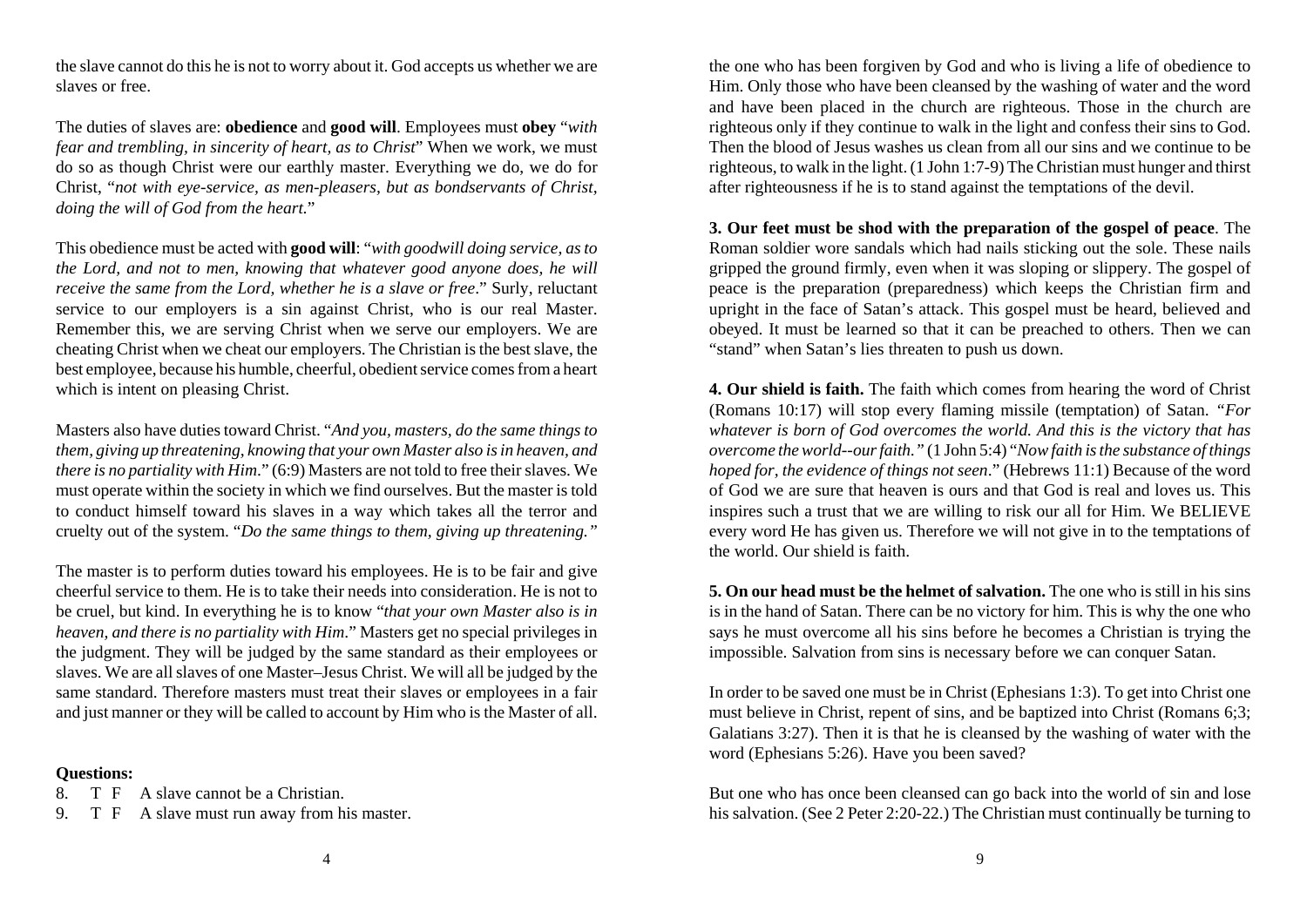the slave cannot do this he is not to worry about it. God accepts us whether we are slaves or free.

The duties of slaves are: **obedience** and **good will**. Employees must **obey** "*with fear and trembling, in sincerity of heart, as to Christ*" When we work, we must do so as though Christ were our earthly master. Everything we do, we do for Christ, "*not with eye-service, as men-pleasers, but as bondservants of Christ, doing the will of God from the heart.*"

This obedience must be acted with **good will**: "*with goodwill doing service, as to the Lord, and not to men, knowing that whatever good anyone does, he will receive the same from the Lord, whether he is a slave or free*." Surly, reluctant service to our employers is a sin against Christ, who is our real Master. Remember this, we are serving Christ when we serve our employers. We are cheating Christ when we cheat our employers. The Christian is the best slave, the best employee, because his humble, cheerful, obedient service comes from a heart which is intent on pleasing Christ.

Masters also have duties toward Christ. "*And you, masters, do the same things to them, giving up threatening, knowing that your own Master also is in heaven, and there is no partiality with Him*." (6:9) Masters are not told to free their slaves. We must operate within the society in which we find ourselves. But the master is told to conduct himself toward his slaves in a way which takes all the terror and cruelty out of the system. "*Do the same things to them, giving up threatening."*

The master is to perform duties toward his employees. He is to be fair and give cheerful service to them. He is to take their needs into consideration. He is not to be cruel, but kind. In everything he is to know "*that your own Master also is in heaven, and there is no partiality with Him*." Masters get no special privileges in the judgment. They will be judged by the same standard as their employees or slaves. We are all slaves of one Master–Jesus Christ. We will all be judged by the same standard. Therefore masters must treat their slaves or employees in a fair and just manner or they will be called to account by Him who is the Master of all.

**Questions:**

8. T F A slave cannot be a Christian.
9. T F A slave must run away from his master.

the one who has been forgiven by God and who is living a life of obedience to Him. Only those who have been cleansed by the washing of water and the word and have been placed in the church are righteous. Those in the church are righteous only if they continue to walk in the light and confess their sins to God. Then the blood of Jesus washes us clean from all our sins and we continue to be righteous, to walk in the light. (1 John 1:7-9) The Christian must hunger and thirst after righteousness if he is to stand against the temptations of the devil.

**3. Our feet must be shod with the preparation of the gospel of peace**. The Roman soldier wore sandals which had nails sticking out the sole. These nails gripped the ground firmly, even when it was sloping or slippery. The gospel of peace is the preparation (preparedness) which keeps the Christian firm and upright in the face of Satan's attack. This gospel must be heard, believed and obeyed. It must be learned so that it can be preached to others. Then we can "stand" when Satan's lies threaten to push us down.

**4. Our shield is faith.** The faith which comes from hearing the word of Christ (Romans 10:17) will stop every flaming missile (temptation) of Satan. *"For whatever is born of God overcomes the world. And this is the victory that has overcome the world--our faith."* (1 John 5:4) "*Now faith is the substance of things hoped for, the evidence of things not seen*." (Hebrews 11:1) Because of the word of God we are sure that heaven is ours and that God is real and loves us. This inspires such a trust that we are willing to risk our all for Him. We BELIEVE every word He has given us. Therefore we will not give in to the temptations of the world. Our shield is faith.

**5. On our head must be the helmet of salvation.** The one who is still in his sins is in the hand of Satan. There can be no victory for him. This is why the one who says he must overcome all his sins before he becomes a Christian is trying the impossible. Salvation from sins is necessary before we can conquer Satan.

In order to be saved one must be in Christ (Ephesians 1:3). To get into Christ one must believe in Christ, repent of sins, and be baptized into Christ (Romans 6;3; Galatians 3:27). Then it is that he is cleansed by the washing of water with the word (Ephesians 5:26). Have you been saved?

But one who has once been cleansed can go back into the world of sin and lose his salvation. (See 2 Peter 2:20-22.) The Christian must continually be turning to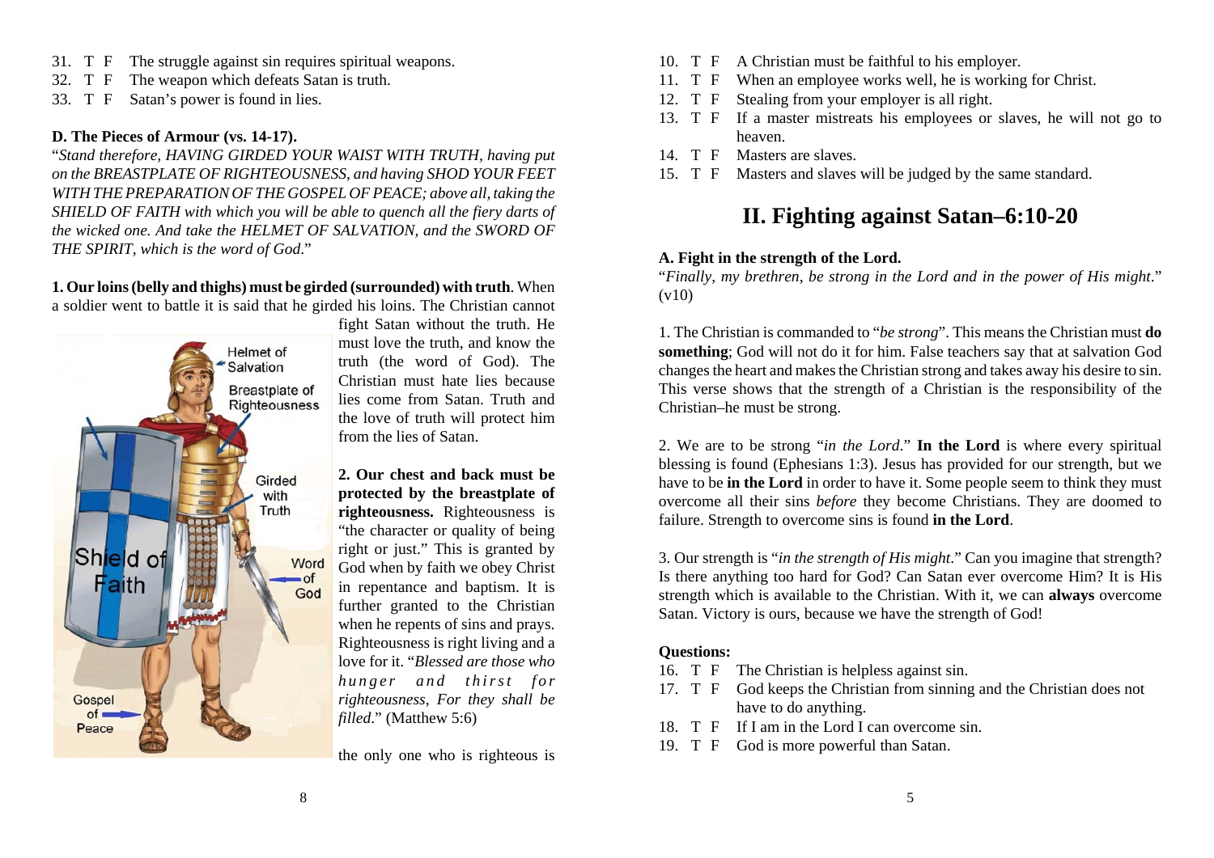31. T F The struggle against sin requires spiritual weapons.
32. T F The weapon which defeats Satan is truth.
33. T F Satan's power is found in lies.

### D. The Pieces of Armour (vs. 14-17).

"*Stand therefore, HAVING GIRDED YOUR WAIST WITH TRUTH, having put on the BREASTPLATE OF RIGHTEOUSNESS, and having SHOD YOUR FEET WITH THE PREPARATION OF THE GOSPEL OF PEACE; above all, taking the SHIELD OF FAITH with which you will be able to quench all the fiery darts of the wicked one. And take the HELMET OF SALVATION, and the SWORD OF THE SPIRIT, which is the word of God*."

**1. Our loins (belly and thighs) must be girded (surrounded) with truth**. When a soldier went to battle it is said that he girded his loins. The Christian cannot fight Satan without the truth. He must love the truth, and know the truth (the word of God). The Christian must hate lies because lies come from Satan. Truth and the love of truth will protect him from the lies of Satan.

**2. Our chest and back must be protected by the breastplate of righteousness.** Righteousness is "the character or quality of being right or just." This is granted by God when by faith we obey Christ in repentance and baptism. It is further granted to the Christian when he repents of sins and prays. Righteousness is right living and a love for it. "*Blessed are those who hunger and thirst for righteousness, For they shall be filled*." (Matthew 5:6)

the only one who is righteous is

10. T F A Christian must be faithful to his employer.
11. T F When an employee works well, he is working for Christ.
12. T F Stealing from your employer is all right.
13. T F If a master mistreats his employees or slaves, he will not go to heaven.
14. T F Masters are slaves.
15. T F Masters and slaves will be judged by the same standard.

## II. Fighting against Satan–6:10-20

### A. Fight in the strength of the Lord.

"*Finally, my brethren, be strong in the Lord and in the power of His might*." (v10)

1. The Christian is commanded to "*be strong*". This means the Christian must **do something**; God will not do it for him. False teachers say that at salvation God changes the heart and makes the Christian strong and takes away his desire to sin. This verse shows that the strength of a Christian is the responsibility of the Christian–he must be strong.

2. We are to be strong "*in the Lord*." **In the Lord** is where every spiritual blessing is found (Ephesians 1:3). Jesus has provided for our strength, but we have to be **in the Lord** in order to have it. Some people seem to think they must overcome all their sins *before* they become Christians. They are doomed to failure. Strength to overcome sins is found **in the Lord**.

3. Our strength is "*in the strength of His might*." Can you imagine that strength? Is there anything too hard for God? Can Satan ever overcome Him? It is His strength which is available to the Christian. With it, we can **always** overcome Satan. Victory is ours, because we have the strength of God!

**Questions:**

16. T F The Christian is helpless against sin.
17. T F God keeps the Christian from sinning and the Christian does not have to do anything.
18. T F If I am in the Lord I can overcome sin.
19. T F God is more powerful than Satan.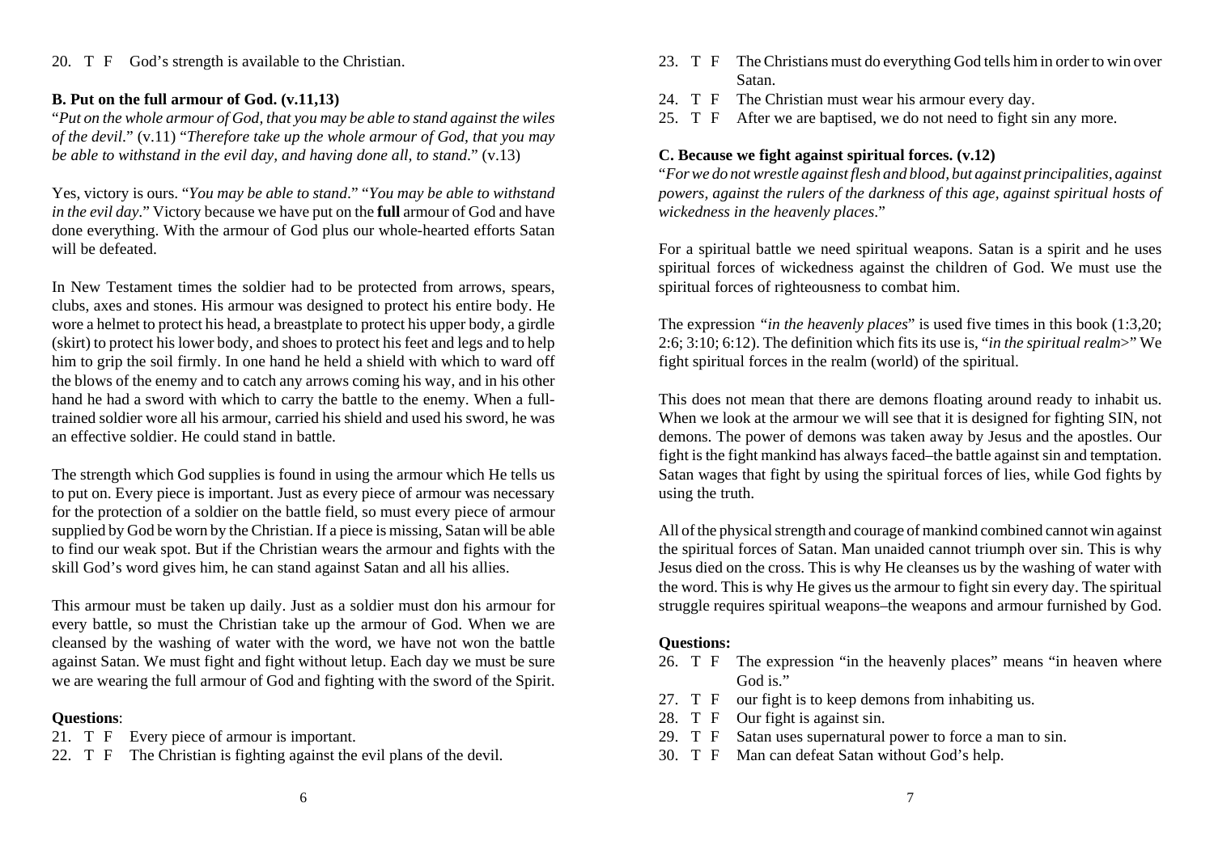20. T F God's strength is available to the Christian.

**B. Put on the full armour of God. (v.11,13)**

"*Put on the whole armour of God, that you may be able to stand against the wiles of the devil.*" (v.11) "*Therefore take up the whole armour of God, that you may be able to withstand in the evil day, and having done all, to stand*." (v.13)

Yes, victory is ours. "*You may be able to stand*." "*You may be able to withstand in the evil day*." Victory because we have put on the **full** armour of God and have done everything. With the armour of God plus our whole-hearted efforts Satan will be defeated.

In New Testament times the soldier had to be protected from arrows, spears, clubs, axes and stones. His armour was designed to protect his entire body. He wore a helmet to protect his head, a breastplate to protect his upper body, a girdle (skirt) to protect his lower body, and shoes to protect his feet and legs and to help him to grip the soil firmly. In one hand he held a shield with which to ward off the blows of the enemy and to catch any arrows coming his way, and in his other hand he had a sword with which to carry the battle to the enemy. When a full-trained soldier wore all his armour, carried his shield and used his sword, he was an effective soldier. He could stand in battle.

The strength which God supplies is found in using the armour which He tells us to put on. Every piece is important. Just as every piece of armour was necessary for the protection of a soldier on the battle field, so must every piece of armour supplied by God be worn by the Christian. If a piece is missing, Satan will be able to find our weak spot. But if the Christian wears the armour and fights with the skill God's word gives him, he can stand against Satan and all his allies.

This armour must be taken up daily. Just as a soldier must don his armour for every battle, so must the Christian take up the armour of God. When we are cleansed by the washing of water with the word, we have not won the battle against Satan. We must fight and fight without letup. Each day we must be sure we are wearing the full armour of God and fighting with the sword of the Spirit.

**Questions**:

21. T F Every piece of armour is important.
22. T F The Christian is fighting against the evil plans of the devil.
23. T F The Christians must do everything God tells him in order to win over Satan.
24. T F The Christian must wear his armour every day.
25. T F After we are baptised, we do not need to fight sin any more.

**C. Because we fight against spiritual forces. (v.12)**

"*For we do not wrestle against flesh and blood, but against principalities, against powers, against the rulers of the darkness of this age, against spiritual hosts of wickedness in the heavenly places*."

For a spiritual battle we need spiritual weapons. Satan is a spirit and he uses spiritual forces of wickedness against the children of God. We must use the spiritual forces of righteousness to combat him.

The expression *"in the heavenly places*" is used five times in this book (1:3,20; 2:6; 3:10; 6:12). The definition which fits its use is, "*in the spiritual realm*>" We fight spiritual forces in the realm (world) of the spiritual.

This does not mean that there are demons floating around ready to inhabit us. When we look at the armour we will see that it is designed for fighting SIN, not demons. The power of demons was taken away by Jesus and the apostles. Our fight is the fight mankind has always faced–the battle against sin and temptation. Satan wages that fight by using the spiritual forces of lies, while God fights by using the truth.

All of the physical strength and courage of mankind combined cannot win against the spiritual forces of Satan. Man unaided cannot triumph over sin. This is why Jesus died on the cross. This is why He cleanses us by the washing of water with the word. This is why He gives us the armour to fight sin every day. The spiritual struggle requires spiritual weapons–the weapons and armour furnished by God.

**Questions:**

26. T F The expression "in the heavenly places" means "in heaven where God is."
27. T F our fight is to keep demons from inhabiting us.
28. T F Our fight is against sin.
29. T F Satan uses supernatural power to force a man to sin.
30. T F Man can defeat Satan without God's help.